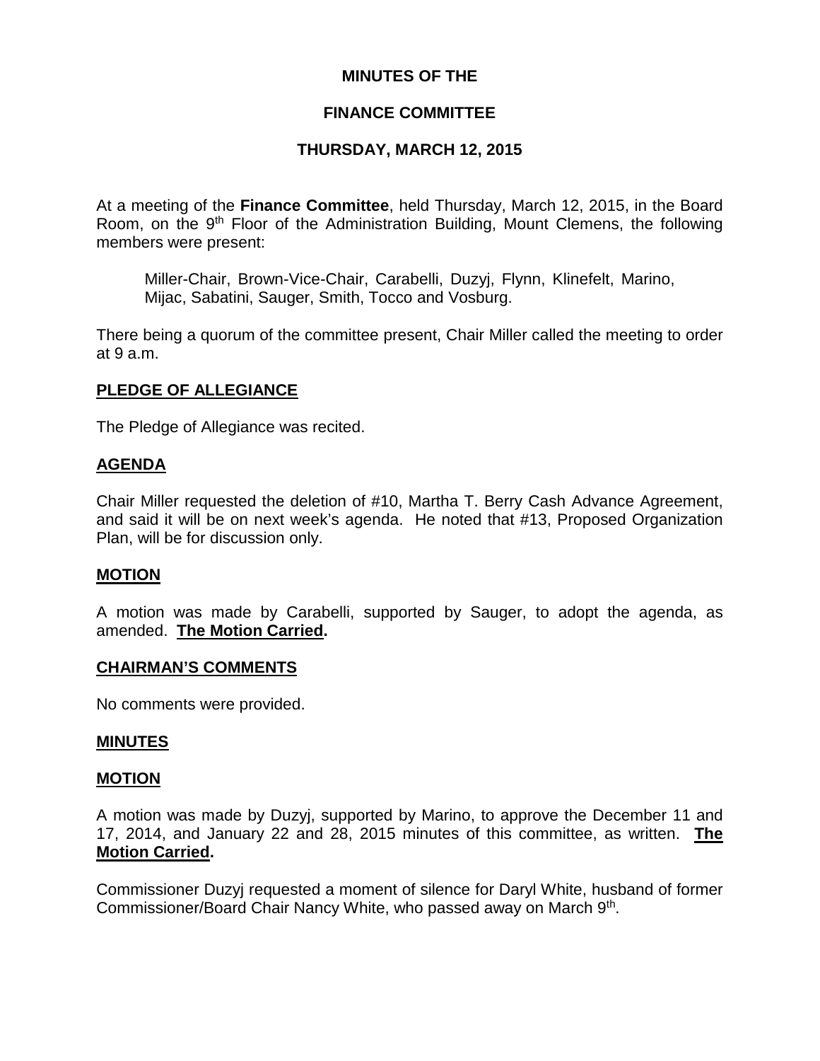# MINUTES OF THE

# FINANCE COMMITTEE

# THURSDAY, MARCH 12, 2015

At a meeting of the **Finance Committee**, held Thursday, March 12, 2015, in the Board Room, on the 9th Floor of the Administration Building, Mount Clemens, the following members were present:

> Miller-Chair, Brown-Vice-Chair, Carabelli, Duzyj, Flynn, Klinefelt, Marino, Mijac, Sabatini, Sauger, Smith, Tocco and Vosburg.

There being a quorum of the committee present, Chair Miller called the meeting to order at 9 a.m.

## PLEDGE OF ALLEGIANCE

The Pledge of Allegiance was recited.

## AGENDA

Chair Miller requested the deletion of #10, Martha T. Berry Cash Advance Agreement, and said it will be on next week's agenda. He noted that #13, Proposed Organization Plan, will be for discussion only.

## MOTION

A motion was made by Carabelli, supported by Sauger, to adopt the agenda, as amended. **The Motion Carried.**

## CHAIRMAN'S COMMENTS

No comments were provided.

## MINUTES

## MOTION

A motion was made by Duzyj, supported by Marino, to approve the December 11 and 17, 2014, and January 22 and 28, 2015 minutes of this committee, as written. **The Motion Carried.**

Commissioner Duzyj requested a moment of silence for Daryl White, husband of former Commissioner/Board Chair Nancy White, who passed away on March 9th.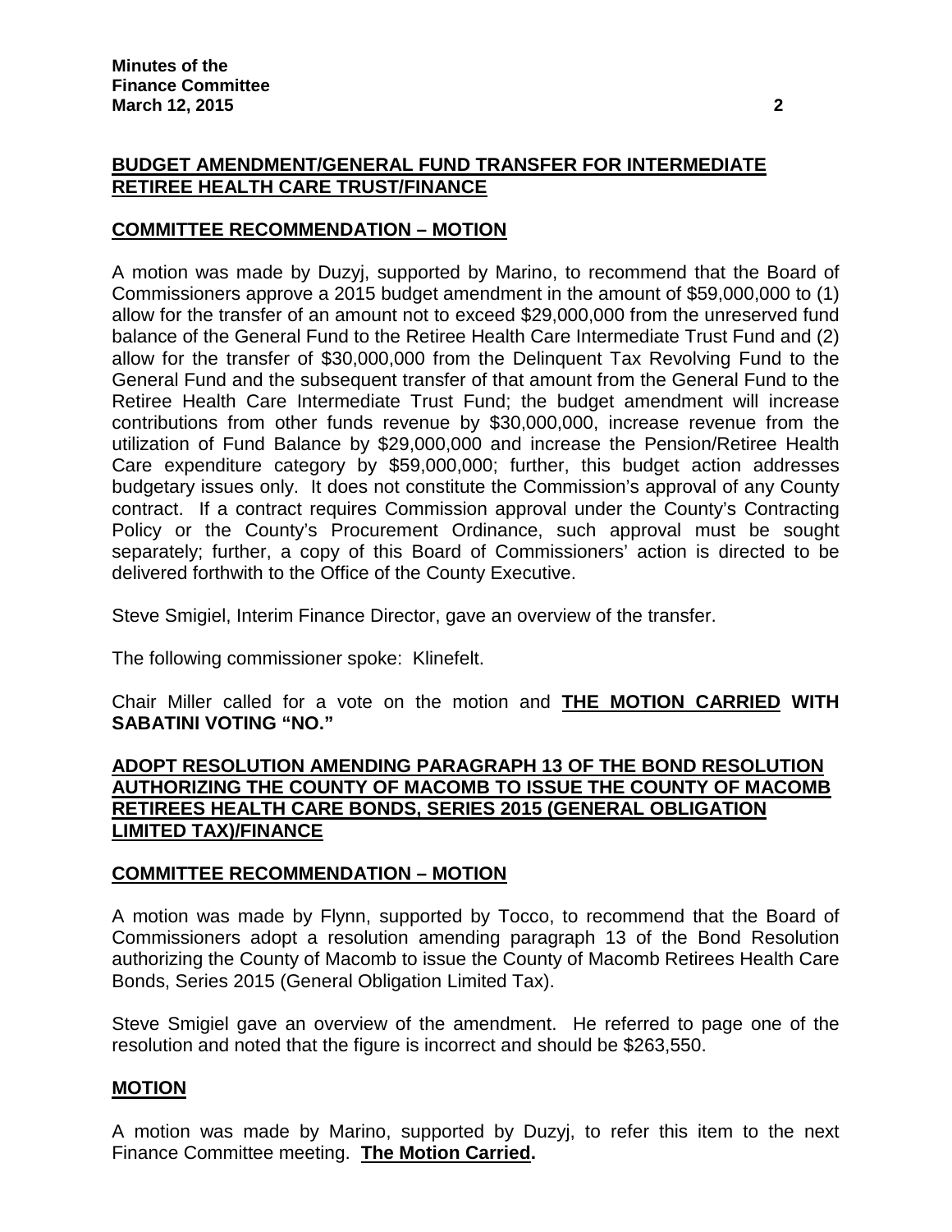**BUDGET AMENDMENT/GENERAL FUND TRANSFER FOR INTERMEDIATE RETIREE HEALTH CARE TRUST/FINANCE**

**COMMITTEE RECOMMENDATION – MOTION**

A motion was made by Duzyj, supported by Marino, to recommend that the Board of Commissioners approve a 2015 budget amendment in the amount of $59,000,000 to (1) allow for the transfer of an amount not to exceed $29,000,000 from the unreserved fund balance of the General Fund to the Retiree Health Care Intermediate Trust Fund and (2) allow for the transfer of $30,000,000 from the Delinquent Tax Revolving Fund to the General Fund and the subsequent transfer of that amount from the General Fund to the Retiree Health Care Intermediate Trust Fund; the budget amendment will increase contributions from other funds revenue by $30,000,000, increase revenue from the utilization of Fund Balance by $29,000,000 and increase the Pension/Retiree Health Care expenditure category by $59,000,000; further, this budget action addresses budgetary issues only. It does not constitute the Commission's approval of any County contract. If a contract requires Commission approval under the County's Contracting Policy or the County's Procurement Ordinance, such approval must be sought separately; further, a copy of this Board of Commissioners' action is directed to be delivered forthwith to the Office of the County Executive.

Steve Smigiel, Interim Finance Director, gave an overview of the transfer.

The following commissioner spoke: Klinefelt.

Chair Miller called for a vote on the motion and **THE MOTION CARRIED WITH SABATINI VOTING "NO."**

**ADOPT RESOLUTION AMENDING PARAGRAPH 13 OF THE BOND RESOLUTION AUTHORIZING THE COUNTY OF MACOMB TO ISSUE THE COUNTY OF MACOMB RETIREES HEALTH CARE BONDS, SERIES 2015 (GENERAL OBLIGATION LIMITED TAX)/FINANCE**

**COMMITTEE RECOMMENDATION – MOTION**

A motion was made by Flynn, supported by Tocco, to recommend that the Board of Commissioners adopt a resolution amending paragraph 13 of the Bond Resolution authorizing the County of Macomb to issue the County of Macomb Retirees Health Care Bonds, Series 2015 (General Obligation Limited Tax).

Steve Smigiel gave an overview of the amendment. He referred to page one of the resolution and noted that the figure is incorrect and should be $263,550.

**MOTION**

A motion was made by Marino, supported by Duzyj, to refer this item to the next Finance Committee meeting. **The Motion Carried.**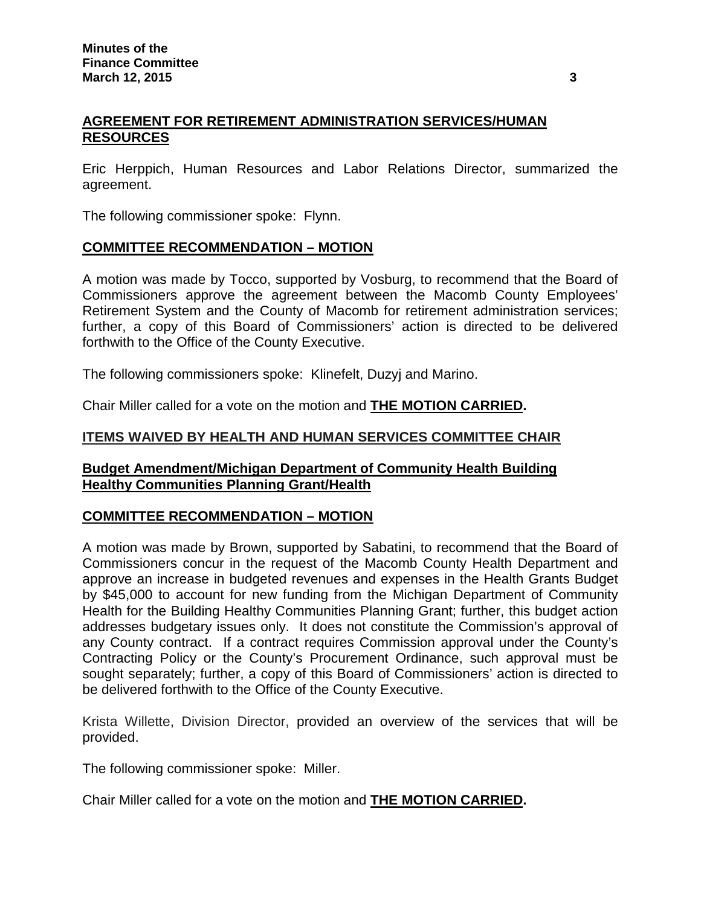**AGREEMENT FOR RETIREMENT ADMINISTRATION SERVICES/HUMAN RESOURCES**

Eric Herppich, Human Resources and Labor Relations Director, summarized the agreement.

The following commissioner spoke: Flynn.

**COMMITTEE RECOMMENDATION – MOTION**

A motion was made by Tocco, supported by Vosburg, to recommend that the Board of Commissioners approve the agreement between the Macomb County Employees' Retirement System and the County of Macomb for retirement administration services; further, a copy of this Board of Commissioners' action is directed to be delivered forthwith to the Office of the County Executive.

The following commissioners spoke: Klinefelt, Duzyj and Marino.

Chair Miller called for a vote on the motion and **THE MOTION CARRIED.**

**ITEMS WAIVED BY HEALTH AND HUMAN SERVICES COMMITTEE CHAIR**

**Budget Amendment/Michigan Department of Community Health Building Healthy Communities Planning Grant/Health**

**COMMITTEE RECOMMENDATION – MOTION**

A motion was made by Brown, supported by Sabatini, to recommend that the Board of Commissioners concur in the request of the Macomb County Health Department and approve an increase in budgeted revenues and expenses in the Health Grants Budget by $45,000 to account for new funding from the Michigan Department of Community Health for the Building Healthy Communities Planning Grant; further, this budget action addresses budgetary issues only. It does not constitute the Commission's approval of any County contract. If a contract requires Commission approval under the County's Contracting Policy or the County's Procurement Ordinance, such approval must be sought separately; further, a copy of this Board of Commissioners' action is directed to be delivered forthwith to the Office of the County Executive.

Krista Willette, Division Director, provided an overview of the services that will be provided.

The following commissioner spoke: Miller.

Chair Miller called for a vote on the motion and **THE MOTION CARRIED.**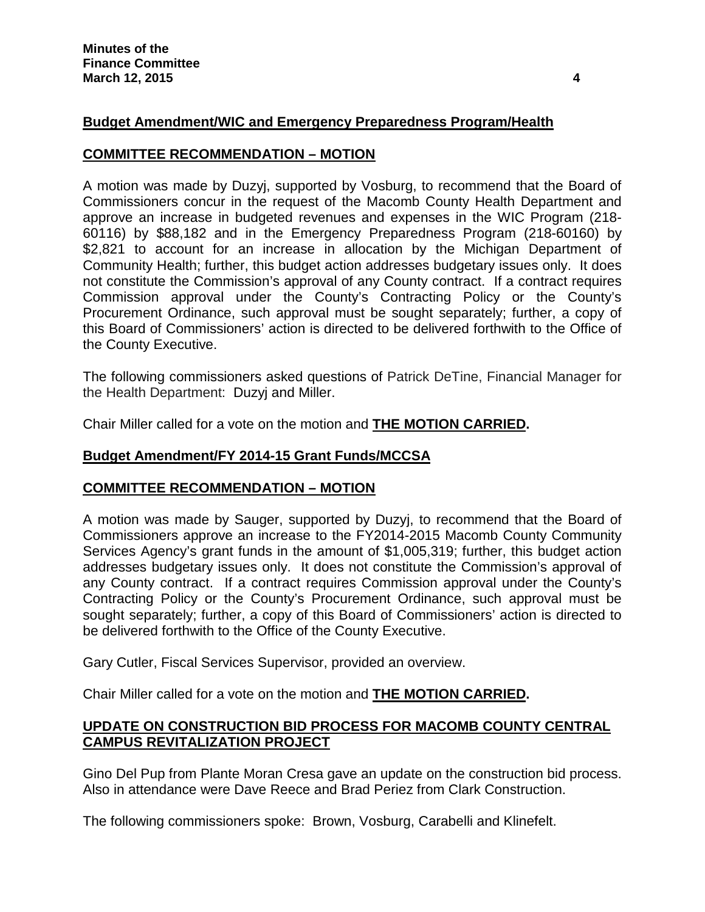**Budget Amendment/WIC and Emergency Preparedness Program/Health**

**COMMITTEE RECOMMENDATION – MOTION**

A motion was made by Duzyj, supported by Vosburg, to recommend that the Board of Commissioners concur in the request of the Macomb County Health Department and approve an increase in budgeted revenues and expenses in the WIC Program (218-60116) by $88,182 and in the Emergency Preparedness Program (218-60160) by $2,821 to account for an increase in allocation by the Michigan Department of Community Health; further, this budget action addresses budgetary issues only. It does not constitute the Commission's approval of any County contract. If a contract requires Commission approval under the County's Contracting Policy or the County's Procurement Ordinance, such approval must be sought separately; further, a copy of this Board of Commissioners' action is directed to be delivered forthwith to the Office of the County Executive.

The following commissioners asked questions of Patrick DeTine, Financial Manager for the Health Department: Duzyj and Miller.

Chair Miller called for a vote on the motion and **THE MOTION CARRIED.**

**Budget Amendment/FY 2014-15 Grant Funds/MCCSA**

**COMMITTEE RECOMMENDATION – MOTION**

A motion was made by Sauger, supported by Duzyj, to recommend that the Board of Commissioners approve an increase to the FY2014-2015 Macomb County Community Services Agency's grant funds in the amount of $1,005,319; further, this budget action addresses budgetary issues only. It does not constitute the Commission's approval of any County contract. If a contract requires Commission approval under the County's Contracting Policy or the County's Procurement Ordinance, such approval must be sought separately; further, a copy of this Board of Commissioners' action is directed to be delivered forthwith to the Office of the County Executive.

Gary Cutler, Fiscal Services Supervisor, provided an overview.

Chair Miller called for a vote on the motion and **THE MOTION CARRIED.**

**UPDATE ON CONSTRUCTION BID PROCESS FOR MACOMB COUNTY CENTRAL CAMPUS REVITALIZATION PROJECT**

Gino Del Pup from Plante Moran Cresa gave an update on the construction bid process. Also in attendance were Dave Reece and Brad Periez from Clark Construction.

The following commissioners spoke: Brown, Vosburg, Carabelli and Klinefelt.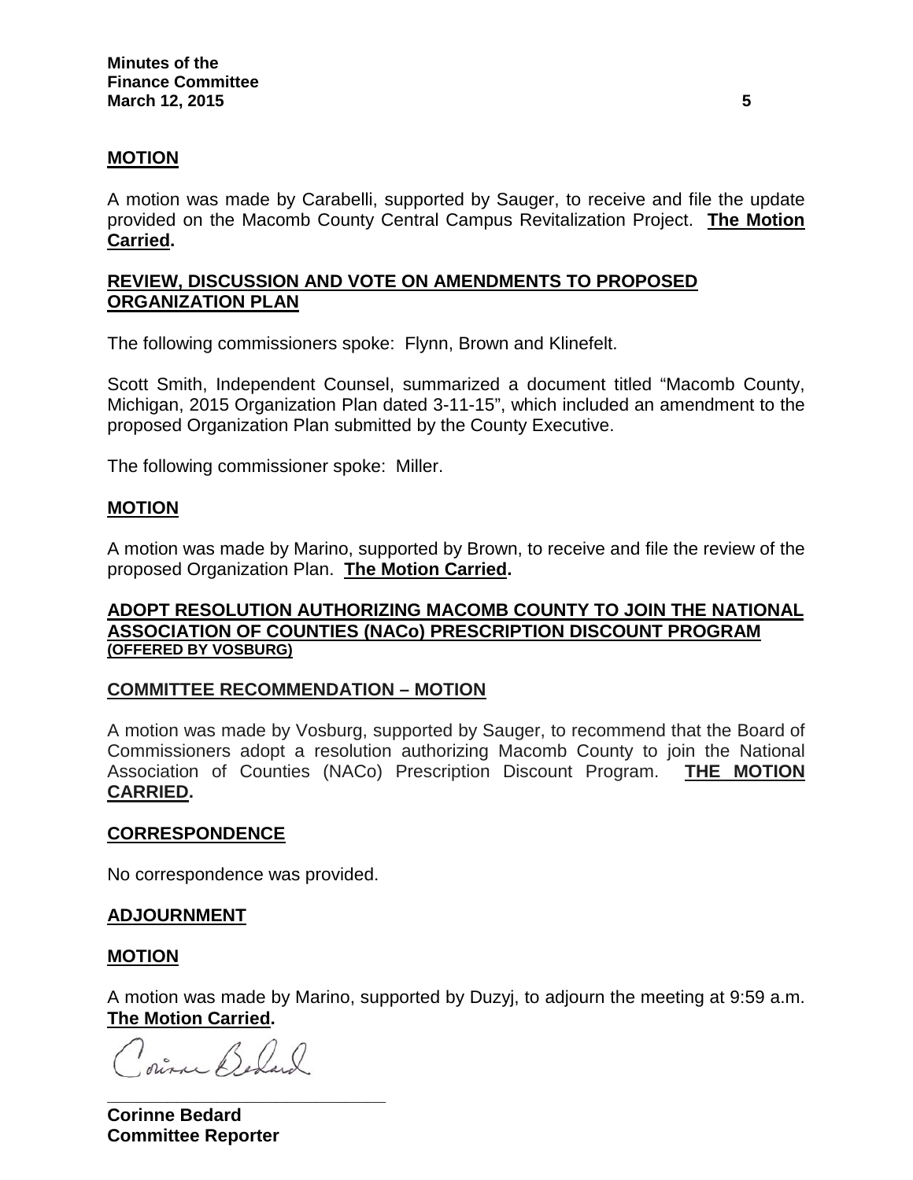**MOTION**

A motion was made by Carabelli, supported by Sauger, to receive and file the update provided on the Macomb County Central Campus Revitalization Project. **The Motion Carried.**

**REVIEW, DISCUSSION AND VOTE ON AMENDMENTS TO PROPOSED ORGANIZATION PLAN**

The following commissioners spoke: Flynn, Brown and Klinefelt.

Scott Smith, Independent Counsel, summarized a document titled "Macomb County, Michigan, 2015 Organization Plan dated 3-11-15", which included an amendment to the proposed Organization Plan submitted by the County Executive.

The following commissioner spoke: Miller.

**MOTION**

A motion was made by Marino, supported by Brown, to receive and file the review of the proposed Organization Plan. **The Motion Carried.**

**ADOPT RESOLUTION AUTHORIZING MACOMB COUNTY TO JOIN THE NATIONAL ASSOCIATION OF COUNTIES (NACo) PRESCRIPTION DISCOUNT PROGRAM (OFFERED BY VOSBURG)**

**COMMITTEE RECOMMENDATION – MOTION**

A motion was made by Vosburg, supported by Sauger, to recommend that the Board of Commissioners adopt a resolution authorizing Macomb County to join the National Association of Counties (NACo) Prescription Discount Program. **THE MOTION CARRIED.**

**CORRESPONDENCE**

No correspondence was provided.

**ADJOURNMENT**

**MOTION**

A motion was made by Marino, supported by Duzyj, to adjourn the meeting at 9:59 a.m. **The Motion Carried.**

Corinne Bedard

_______________________________

**Corinne Bedard**
**Committee Reporter**